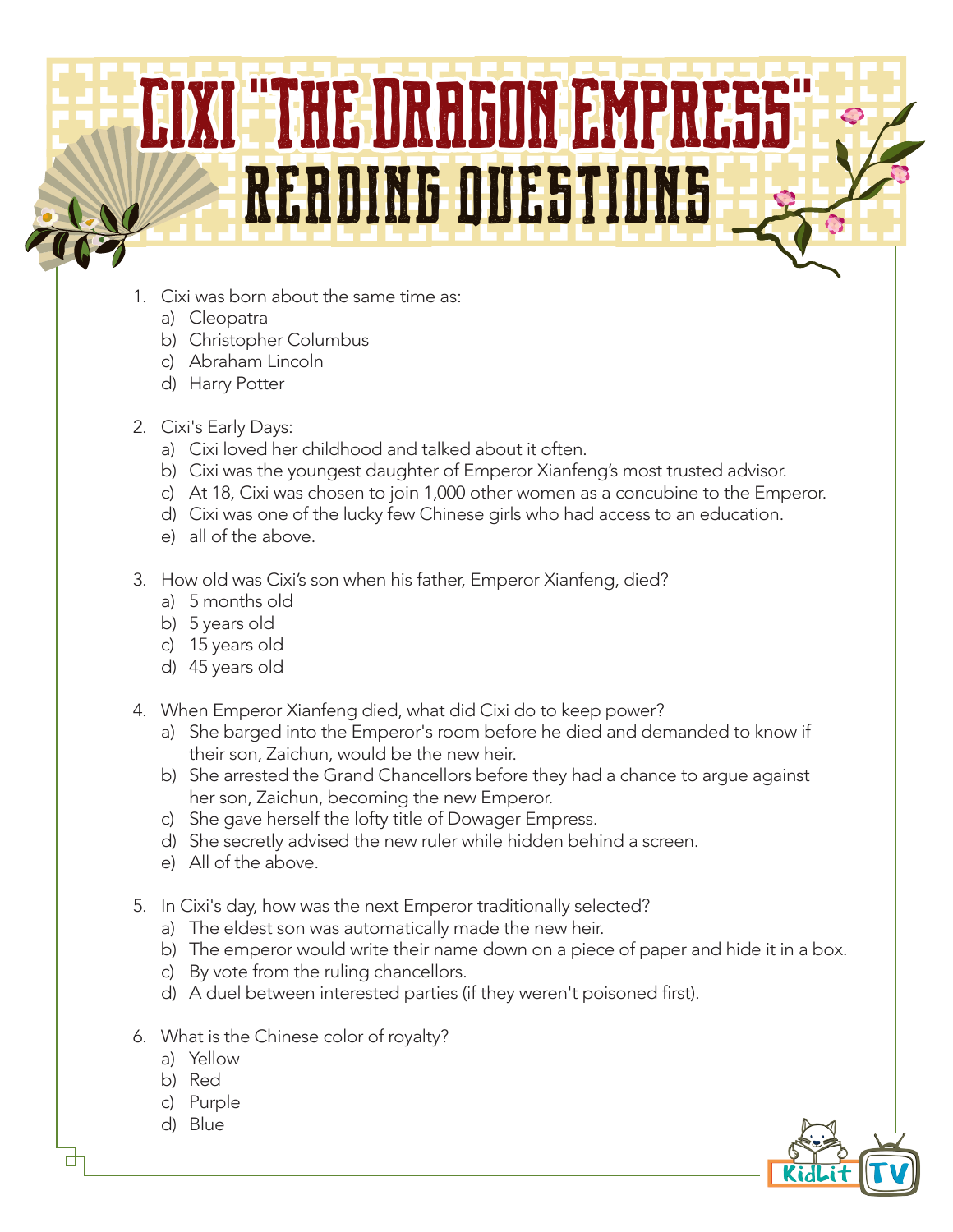# Cixi "The Dragon Empress"

## Reading Questions

1. Cixi was born about the same time as:
   a) Cleopatra
   b) Christopher Columbus
   c) Abraham Lincoln
   d) Harry Potter

2. Cixi's Early Days:
   a) Cixi loved her childhood and talked about it often.
   b) Cixi was the youngest daughter of Emperor Xianfeng's most trusted advisor.
   c) At 18, Cixi was chosen to join 1,000 other women as a concubine to the Emperor.
   d) Cixi was one of the lucky few Chinese girls who had access to an education.
   e) all of the above.

3. How old was Cixi's son when his father, Emperor Xianfeng, died?
   a) 5 months old
   b) 5 years old
   c) 15 years old
   d) 45 years old

4. When Emperor Xianfeng died, what did Cixi do to keep power?
   a) She barged into the Emperor's room before he died and demanded to know if their son, Zaichun, would be the new heir.
   b) She arrested the Grand Chancellors before they had a chance to argue against her son, Zaichun, becoming the new Emperor.
   c) She gave herself the lofty title of Dowager Empress.
   d) She secretly advised the new ruler while hidden behind a screen.
   e) All of the above.

5. In Cixi's day, how was the next Emperor traditionally selected?
   a) The eldest son was automatically made the new heir.
   b) The emperor would write their name down on a piece of paper and hide it in a box.
   c) By vote from the ruling chancellors.
   d) A duel between interested parties (if they weren't poisoned first).

6. What is the Chinese color of royalty?
   a) Yellow
   b) Red
   c) Purple
   d) Blue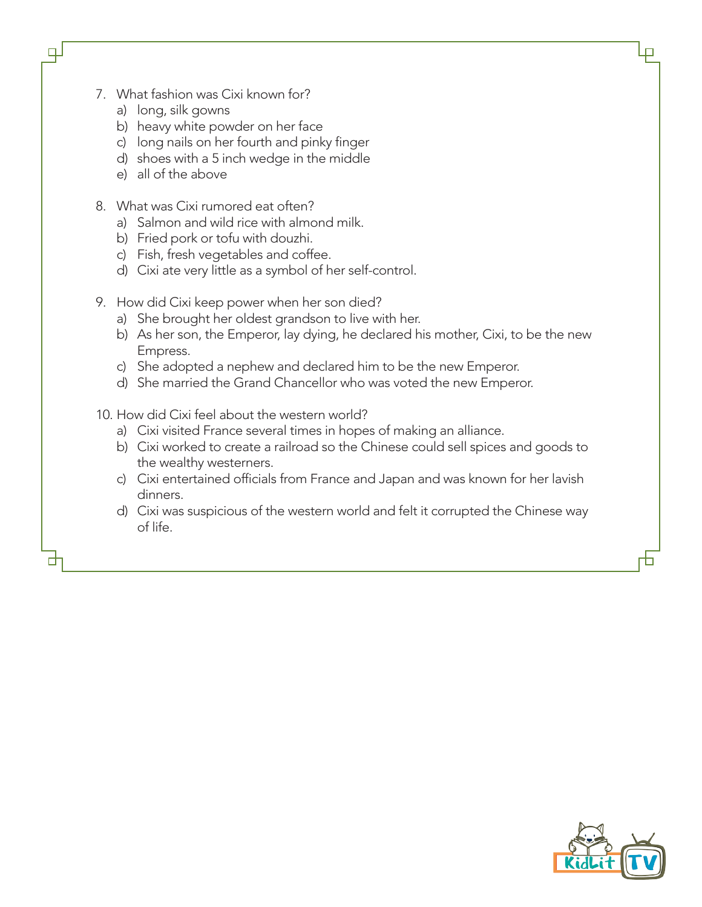7. What fashion was Cixi known for?
    a) long, silk gowns
    b) heavy white powder on her face
    c) long nails on her fourth and pinky finger
    d) shoes with a 5 inch wedge in the middle
    e) all of the above

8. What was Cixi rumored eat often?
    a) Salmon and wild rice with almond milk.
    b) Fried pork or tofu with douzhi.
    c) Fish, fresh vegetables and coffee.
    d) Cixi ate very little as a symbol of her self-control.

9. How did Cixi keep power when her son died?
    a) She brought her oldest grandson to live with her.
    b) As her son, the Emperor, lay dying, he declared his mother, Cixi, to be the new Empress.
    c) She adopted a nephew and declared him to be the new Emperor.
    d) She married the Grand Chancellor who was voted the new Emperor.

10. How did Cixi feel about the western world?
    a) Cixi visited France several times in hopes of making an alliance.
    b) Cixi worked to create a railroad so the Chinese could sell spices and goods to the wealthy westerners.
    c) Cixi entertained officials from France and Japan and was known for her lavish dinners.
    d) Cixi was suspicious of the western world and felt it corrupted the Chinese way of life.